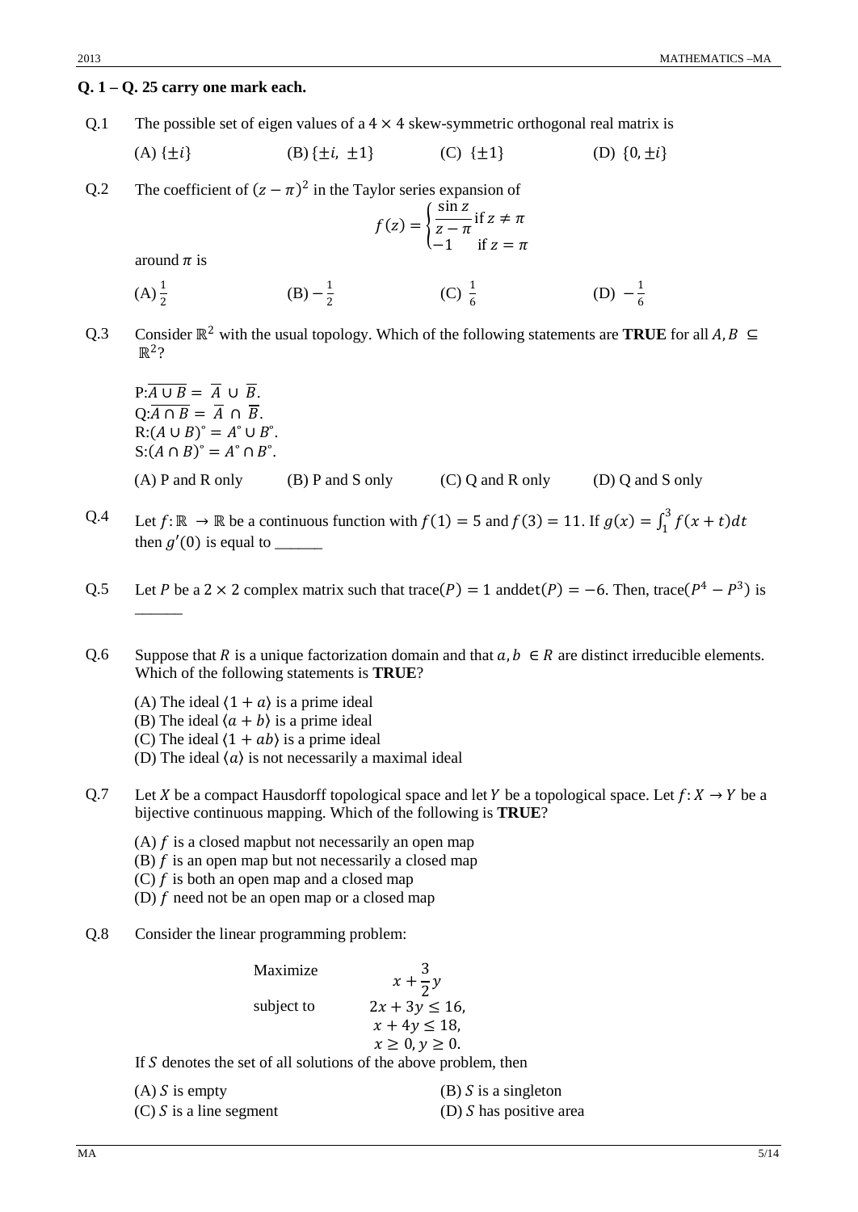**Q. 1 – Q. 25 carry one mark each.**

Q.1 The possible set of eigen values of a $4 \times 4$ skew-symmetric orthogonal real matrix is

(A) $\{\pm i\}$ (B) $\{\pm i, \pm 1\}$ (C) $\{\pm 1\}$ (D) $\{0, \pm i\}$

Q.2 The coefficient of $(z-\pi)^2$ in the Taylor series expansion of

$$f(z) = \begin{cases} \dfrac{\sin z}{z-\pi} & \text{if } z \neq \pi \\ -1 & \text{if } z = \pi \end{cases}$$

around $\pi$ is

(A) $\frac{1}{2}$ (B) $-\frac{1}{2}$ (C) $\frac{1}{6}$ (D) $-\frac{1}{6}$

Q.3 Consider $\mathbb{R}^2$ with the usual topology. Which of the following statements are **TRUE** for all $A, B \subseteq \mathbb{R}^2$?

P: $\overline{A \cup B} = \overline{A} \cup \overline{B}$.
Q: $\overline{A \cap B} = \overline{A} \cap \overline{B}$.
R: $(A \cup B)^{\circ} = A^{\circ} \cup B^{\circ}$.
S: $(A \cap B)^{\circ} = A^{\circ} \cap B^{\circ}$.

(A) P and R only (B) P and S only (C) Q and R only (D) Q and S only

Q.4 Let $f: \mathbb{R} \to \mathbb{R}$ be a continuous function with $f(1) = 5$ and $f(3) = 11$. If $g(x) = \int_1^3 f(x+t)dt$ then $g'(0)$ is equal to ______

Q.5 Let $P$ be a $2 \times 2$ complex matrix such that $\text{trace}(P) = 1$ and $\det(P) = -6$. Then, $\text{trace}(P^4 - P^3)$ is ______

Q.6 Suppose that $R$ is a unique factorization domain and that $a, b \in R$ are distinct irreducible elements. Which of the following statements is **TRUE**?

(A) The ideal $\langle 1 + a \rangle$ is a prime ideal
(B) The ideal $\langle a + b \rangle$ is a prime ideal
(C) The ideal $\langle 1 + ab \rangle$ is a prime ideal
(D) The ideal $\langle a \rangle$ is not necessarily a maximal ideal

Q.7 Let $X$ be a compact Hausdorff topological space and let $Y$ be a topological space. Let $f: X \to Y$ be a bijective continuous mapping. Which of the following is **TRUE**?

(A) $f$ is a closed map but not necessarily an open map
(B) $f$ is an open map but not necessarily a closed map
(C) $f$ is both an open map and a closed map
(D) $f$ need not be an open map or a closed map

Q.8 Consider the linear programming problem:

$$\begin{aligned} \text{Maximize} \quad & x + \frac{3}{2}y \\ \text{subject to} \quad & 2x + 3y \leq 16, \\ & x + 4y \leq 18, \\ & x \geq 0, y \geq 0. \end{aligned}$$

If $S$ denotes the set of all solutions of the above problem, then

(A) $S$ is empty (B) $S$ is a singleton
(C) $S$ is a line segment (D) $S$ has positive area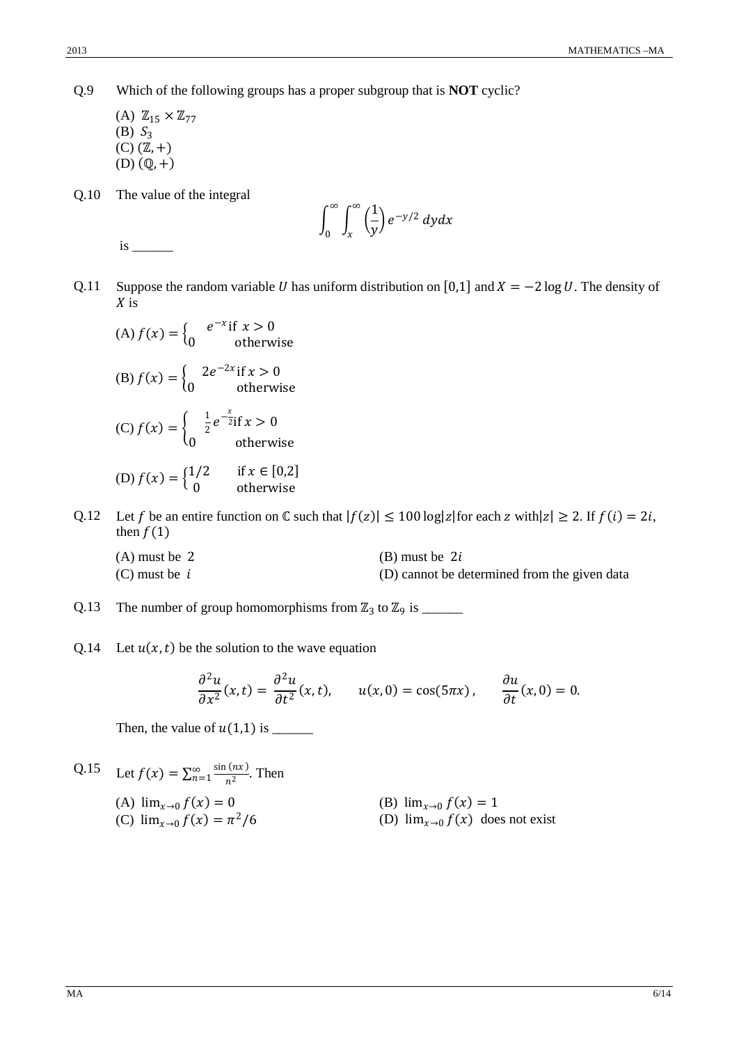Q.9 Which of the following groups has a proper subgroup that is **NOT** cyclic?

(A) $\mathbb{Z}_{15} \times \mathbb{Z}_{77}$
(B) $S_3$
(C) $(\mathbb{Z}, +)$
(D) $(\mathbb{Q}, +)$

Q.10 The value of the integral

$$\int_0^\infty \int_x^\infty \left(\frac{1}{y}\right) e^{-y/2}\, dy dx$$

is ______

Q.11 Suppose the random variable $U$ has uniform distribution on $[0,1]$ and $X = -2\log U$. The density of $X$ is

(A) $f(x) = \begin{cases} e^{-x} \text{ if } x > 0 \\ 0 \quad \text{otherwise} \end{cases}$

(B) $f(x) = \begin{cases} 2e^{-2x} \text{ if } x > 0 \\ 0 \quad \text{otherwise} \end{cases}$

(C) $f(x) = \begin{cases} \frac{1}{2} e^{-\frac{x}{2}} \text{if } x > 0 \\ 0 \quad \text{otherwise} \end{cases}$

(D) $f(x) = \begin{cases} 1/2 \quad \text{if } x \in [0,2] \\ 0 \quad \text{otherwise} \end{cases}$

Q.12 Let $f$ be an entire function on $\mathbb{C}$ such that $|f(z)| \leq 100 \log|z|$ for each $z$ with $|z| \geq 2$. If $f(i) = 2i$, then $f(1)$

(A) must be $2$
(B) must be $2i$
(C) must be $i$
(D) cannot be determined from the given data

Q.13 The number of group homomorphisms from $\mathbb{Z}_3$ to $\mathbb{Z}_9$ is ______

Q.14 Let $u(x,t)$ be the solution to the wave equation

$$\frac{\partial^2 u}{\partial x^2}(x,t) = \frac{\partial^2 u}{\partial t^2}(x,t), \qquad u(x,0) = \cos(5\pi x), \qquad \frac{\partial u}{\partial t}(x,0) = 0.$$

Then, the value of $u(1,1)$ is ______

Q.15 Let $f(x) = \sum_{n=1}^{\infty} \frac{\sin(nx)}{n^2}$. Then

(A) $\lim_{x\to 0} f(x) = 0$
(B) $\lim_{x\to 0} f(x) = 1$
(C) $\lim_{x\to 0} f(x) = \pi^2/6$
(D) $\lim_{x\to 0} f(x)$ does not exist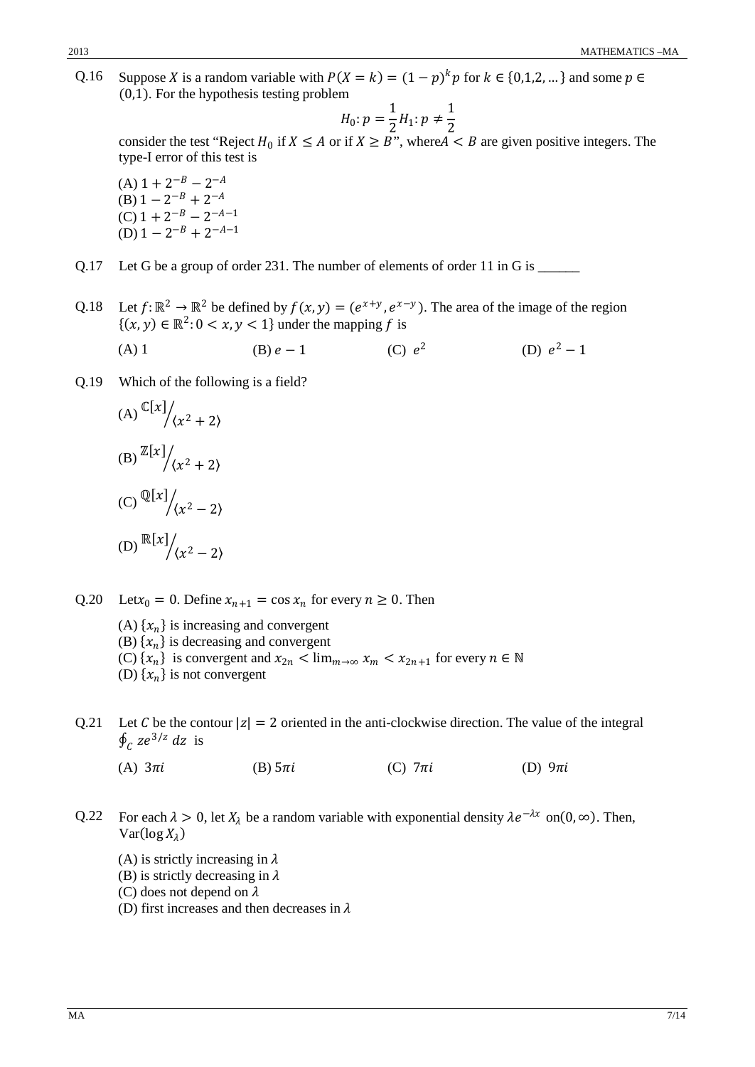Q.16 Suppose $X$ is a random variable with $P(X = k) = (1-p)^k p$ for $k \in \{0,1,2,...\}$ and some $p \in (0,1)$. For the hypothesis testing problem

$$H_0: p = \frac{1}{2} H_1: p \neq \frac{1}{2}$$

consider the test "Reject $H_0$ if $X \leq A$ or if $X \geq B$", where$A < B$ are given positive integers. The type-I error of this test is

(A) $1 + 2^{-B} - 2^{-A}$
(B) $1 - 2^{-B} + 2^{-A}$
(C) $1 + 2^{-B} - 2^{-A-1}$
(D) $1 - 2^{-B} + 2^{-A-1}$

Q.17 Let G be a group of order 231. The number of elements of order 11 in G is ______

Q.18 Let $f: \mathbb{R}^2 \to \mathbb{R}^2$ be defined by $f(x,y) = (e^{x+y}, e^{x-y})$. The area of the image of the region $\{(x,y) \in \mathbb{R}^2: 0 < x, y < 1\}$ under the mapping $f$ is

(A) 1 (B) $e - 1$ (C) $e^2$ (D) $e^2 - 1$

Q.19 Which of the following is a field?

(A) $\mathbb{C}[x] / \langle x^2 + 2 \rangle$

(B) $\mathbb{Z}[x] / \langle x^2 + 2 \rangle$

(C) $\mathbb{Q}[x] / \langle x^2 - 2 \rangle$

(D) $\mathbb{R}[x] / \langle x^2 - 2 \rangle$

Q.20 Let$x_0 = 0$. Define $x_{n+1} = \cos x_n$ for every $n \geq 0$. Then

(A) $\{x_n\}$ is increasing and convergent
(B) $\{x_n\}$ is decreasing and convergent
(C) $\{x_n\}$ is convergent and $x_{2n} < \lim_{m\to\infty} x_m < x_{2n+1}$ for every $n \in \mathbb{N}$
(D) $\{x_n\}$ is not convergent

Q.21 Let $C$ be the contour $|z| = 2$ oriented in the anti-clockwise direction. The value of the integral $\oint_C ze^{3/z}\, dz$ is

(A) $3\pi i$ (B) $5\pi i$ (C) $7\pi i$ (D) $9\pi i$

Q.22 For each $\lambda > 0$, let $X_\lambda$ be a random variable with exponential density $\lambda e^{-\lambda x}$ on$(0,\infty)$. Then, $\text{Var}(\log X_\lambda)$

(A) is strictly increasing in $\lambda$
(B) is strictly decreasing in $\lambda$
(C) does not depend on $\lambda$
(D) first increases and then decreases in $\lambda$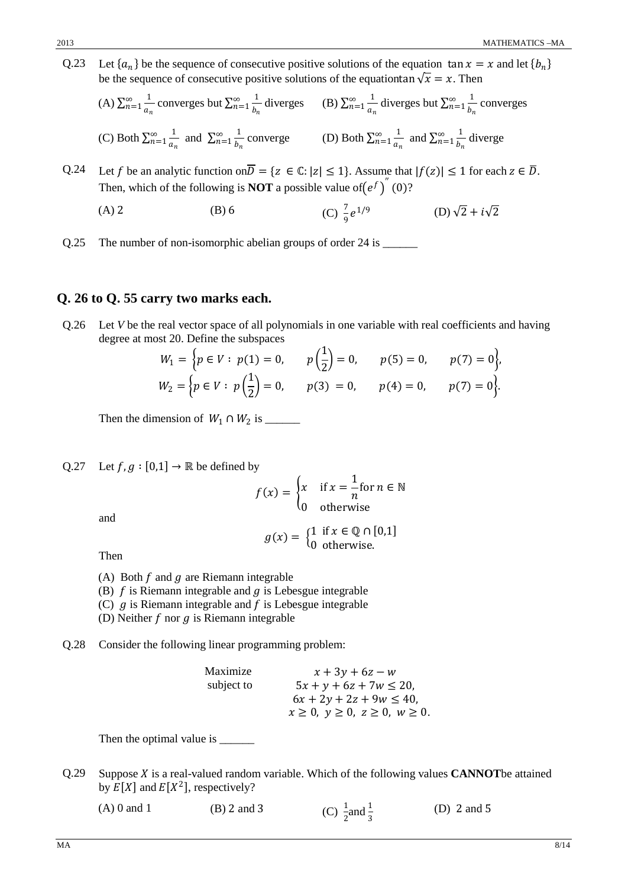Q.23 Let $\{a_n\}$ be the sequence of consecutive positive solutions of the equation $\tan x = x$ and let $\{b_n\}$ be the sequence of consecutive positive solutions of the equation $\tan \sqrt{x} = x$. Then

(A) $\sum_{n=1}^{\infty} \frac{1}{a_n}$ converges but $\sum_{n=1}^{\infty} \frac{1}{b_n}$ diverges (B) $\sum_{n=1}^{\infty} \frac{1}{a_n}$ diverges but $\sum_{n=1}^{\infty} \frac{1}{b_n}$ converges

(C) Both $\sum_{n=1}^{\infty} \frac{1}{a_n}$ and $\sum_{n=1}^{\infty} \frac{1}{b_n}$ converge (D) Both $\sum_{n=1}^{\infty} \frac{1}{a_n}$ and $\sum_{n=1}^{\infty} \frac{1}{b_n}$ diverge

Q.24 Let $f$ be an analytic function on $\overline{D} = \{z \in \mathbb{C}: |z| \leq 1\}$. Assume that $|f(z)| \leq 1$ for each $z \in \overline{D}$. Then, which of the following is **NOT** a possible value of $(e^f)''(0)$?

(A) 2 (B) 6 (C) $\frac{7}{9}e^{1/9}$ (D) $\sqrt{2} + i\sqrt{2}$

Q.25 The number of non-isomorphic abelian groups of order 24 is ______

## Q. 26 to Q. 55 carry two marks each.

Q.26 Let $V$ be the real vector space of all polynomials in one variable with real coefficients and having degree at most 20. Define the subspaces

$$W_1 = \left\{p \in V : p(1) = 0, \quad p\left(\frac{1}{2}\right) = 0, \quad p(5) = 0, \quad p(7) = 0\right\},$$
$$W_2 = \left\{p \in V : p\left(\frac{1}{2}\right) = 0, \quad p(3) = 0, \quad p(4) = 0, \quad p(7) = 0\right\}.$$

Then the dimension of $W_1 \cap W_2$ is ______

Q.27 Let $f, g : [0,1] \to \mathbb{R}$ be defined by

$$f(x) = \begin{cases} x & \text{if } x = \dfrac{1}{n} \text{for } n \in \mathbb{N} \\ 0 & \text{otherwise} \end{cases}$$

and

$$g(x) = \begin{cases} 1 & \text{if } x \in \mathbb{Q} \cap [0,1] \\ 0 & \text{otherwise.} \end{cases}$$

Then

(A) Both $f$ and $g$ are Riemann integrable
(B) $f$ is Riemann integrable and $g$ is Lebesgue integrable
(C) $g$ is Riemann integrable and $f$ is Lebesgue integrable
(D) Neither $f$ nor $g$ is Riemann integrable

Q.28 Consider the following linear programming problem:

$$\begin{aligned} \text{Maximize} \quad & x + 3y + 6z - w \\ \text{subject to} \quad & 5x + y + 6z + 7w \leq 20, \\ & 6x + 2y + 2z + 9w \leq 40, \\ & x \geq 0, \; y \geq 0, \; z \geq 0, \; w \geq 0. \end{aligned}$$

Then the optimal value is ______

Q.29 Suppose $X$ is a real-valued random variable. Which of the following values **CANNOT** be attained by $E[X]$ and $E[X^2]$, respectively?

(A) 0 and 1 (B) 2 and 3 (C) $\frac{1}{2}$ and $\frac{1}{3}$ (D) 2 and 5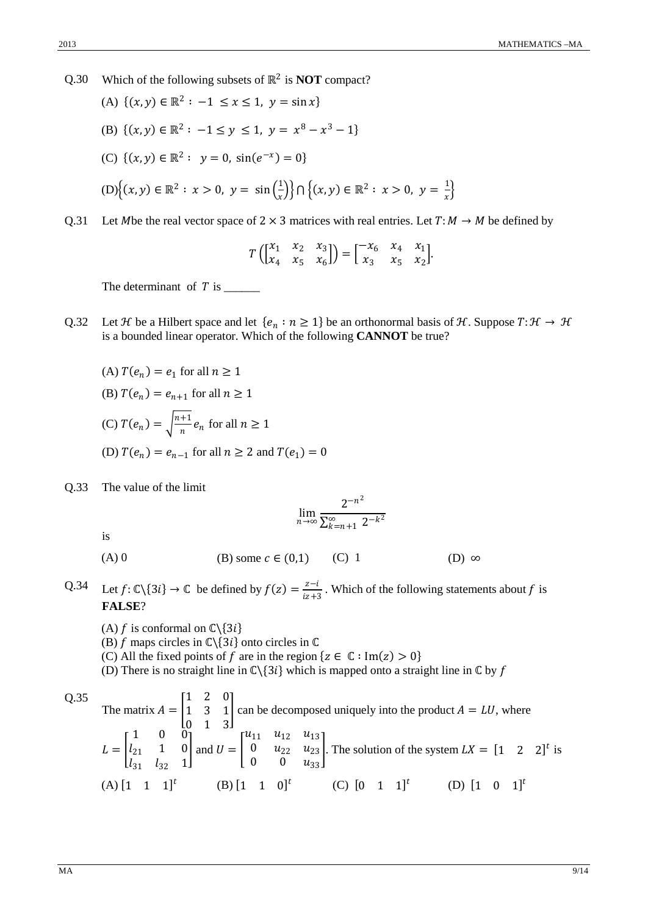Q.30 Which of the following subsets of $\mathbb{R}^2$ is **NOT** compact?

(A) $\{(x, y) \in \mathbb{R}^2 : -1 \leq x \leq 1,\ y = \sin x\}$

(B) $\{(x, y) \in \mathbb{R}^2 : -1 \leq y \leq 1,\ y = x^8 - x^3 - 1\}$

(C) $\{(x, y) \in \mathbb{R}^2 : \ y = 0,\ \sin(e^{-x}) = 0\}$

(D) $\left\{(x, y) \in \mathbb{R}^2 : x > 0,\ y = \sin\left(\frac{1}{x}\right)\right\} \cap \left\{(x, y) \in \mathbb{R}^2 : x > 0,\ y = \frac{1}{x}\right\}$

Q.31 Let $M$ be the real vector space of $2 \times 3$ matrices with real entries. Let $T: M \to M$ be defined by

$$T\left(\begin{bmatrix} x_1 & x_2 & x_3 \\ x_4 & x_5 & x_6 \end{bmatrix}\right) = \begin{bmatrix} -x_6 & x_4 & x_1 \\ x_3 & x_5 & x_2 \end{bmatrix}.$$

The determinant of $T$ is ______

Q.32 Let $\mathcal{H}$ be a Hilbert space and let $\{e_n : n \geq 1\}$ be an orthonormal basis of $\mathcal{H}$. Suppose $T: \mathcal{H} \to \mathcal{H}$ is a bounded linear operator. Which of the following **CANNOT** be true?

(A) $T(e_n) = e_1$ for all $n \geq 1$

(B) $T(e_n) = e_{n+1}$ for all $n \geq 1$

(C) $T(e_n) = \sqrt{\frac{n+1}{n}}\, e_n$ for all $n \geq 1$

(D) $T(e_n) = e_{n-1}$ for all $n \geq 2$ and $T(e_1) = 0$

Q.33 The value of the limit

$$\lim_{n \to \infty} \frac{2^{-n^2}}{\sum_{k=n+1}^{\infty} 2^{-k^2}}$$

is

(A) 0 (B) some $c \in (0,1)$ (C) 1 (D) $\infty$

Q.34 Let $f: \mathbb{C} \setminus \{3i\} \to \mathbb{C}$ be defined by $f(z) = \frac{z - i}{iz + 3}$. Which of the following statements about $f$ is **FALSE**?

(A) $f$ is conformal on $\mathbb{C} \setminus \{3i\}$

(B) $f$ maps circles in $\mathbb{C} \setminus \{3i\}$ onto circles in $\mathbb{C}$

(C) All the fixed points of $f$ are in the region $\{z \in \mathbb{C} : \mathrm{Im}(z) > 0\}$

(D) There is no straight line in $\mathbb{C} \setminus \{3i\}$ which is mapped onto a straight line in $\mathbb{C}$ by $f$

Q.35 The matrix $A = \begin{bmatrix} 1 & 2 & 0 \\ 1 & 3 & 1 \\ 0 & 1 & 3 \end{bmatrix}$ can be decomposed uniquely into the product $A = LU$, where $L = \begin{bmatrix} 1 & 0 & 0 \\ l_{21} & 1 & 0 \\ l_{31} & l_{32} & 1 \end{bmatrix}$ and $U = \begin{bmatrix} u_{11} & u_{12} & u_{13} \\ 0 & u_{22} & u_{23} \\ 0 & 0 & u_{33} \end{bmatrix}$. The solution of the system $LX = [1 \quad 2 \quad 2]^t$ is

(A) $[1 \quad 1 \quad 1]^t$ (B) $[1 \quad 1 \quad 0]^t$ (C) $[0 \quad 1 \quad 1]^t$ (D) $[1 \quad 0 \quad 1]^t$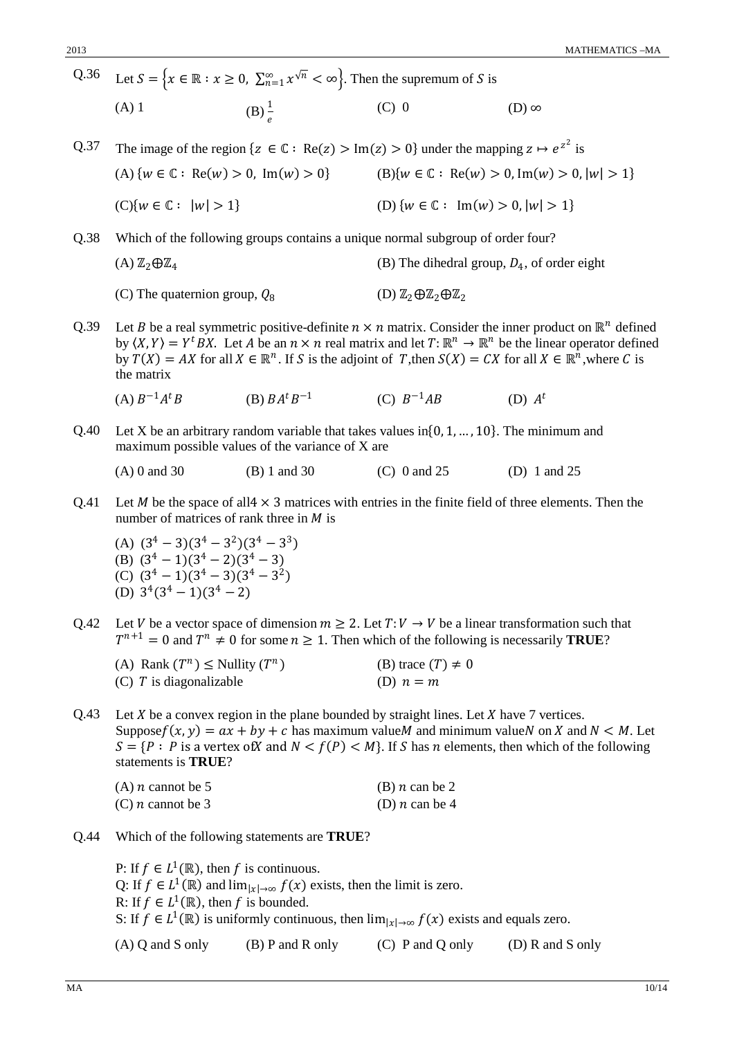Q.36 Let $S = \left\{x \in \mathbb{R} : x \geq 0,\ \sum_{n=1}^{\infty} x^{\sqrt{n}} < \infty\right\}$. Then the supremum of $S$ is

(A) 1 (B) $\frac{1}{e}$ (C) 0 (D) $\infty$

Q.37 The image of the region $\{z \in \mathbb{C} :\ \mathrm{Re}(z) > \mathrm{Im}(z) > 0\}$ under the mapping $z \mapsto e^{z^2}$ is

(A) $\{w \in \mathbb{C} :\ \mathrm{Re}(w) > 0,\ \mathrm{Im}(w) > 0\}$ (B) $\{w \in \mathbb{C} :\ \mathrm{Re}(w) > 0, \mathrm{Im}(w) > 0, |w| > 1\}$

(C) $\{w \in \mathbb{C} :\ |w| > 1\}$ (D) $\{w \in \mathbb{C} :\ \mathrm{Im}(w) > 0, |w| > 1\}$

Q.38 Which of the following groups contains a unique normal subgroup of order four?

(A) $\mathbb{Z}_2 \oplus \mathbb{Z}_4$ (B) The dihedral group, $D_4$, of order eight

(C) The quaternion group, $Q_8$ (D) $\mathbb{Z}_2 \oplus \mathbb{Z}_2 \oplus \mathbb{Z}_2$

Q.39 Let $B$ be a real symmetric positive-definite $n \times n$ matrix. Consider the inner product on $\mathbb{R}^n$ defined by $\langle X, Y \rangle = Y^t BX$. Let $A$ be an $n \times n$ real matrix and let $T: \mathbb{R}^n \to \mathbb{R}^n$ be the linear operator defined by $T(X) = AX$ for all $X \in \mathbb{R}^n$. If $S$ is the adjoint of $T$, then $S(X) = CX$ for all $X \in \mathbb{R}^n$, where $C$ is the matrix

(A) $B^{-1}A^tB$ (B) $BA^tB^{-1}$ (C) $B^{-1}AB$ (D) $A^t$

Q.40 Let X be an arbitrary random variable that takes values in $\{0, 1, \ldots, 10\}$. The minimum and maximum possible values of the variance of X are

(A) 0 and 30 (B) 1 and 30 (C) 0 and 25 (D) 1 and 25

Q.41 Let $M$ be the space of all $4 \times 3$ matrices with entries in the finite field of three elements. Then the number of matrices of rank three in $M$ is

(A) $(3^4 - 3)(3^4 - 3^2)(3^4 - 3^3)$
(B) $(3^4 - 1)(3^4 - 2)(3^4 - 3)$
(C) $(3^4 - 1)(3^4 - 3)(3^4 - 3^2)$
(D) $3^4(3^4 - 1)(3^4 - 2)$

Q.42 Let $V$ be a vector space of dimension $m \geq 2$. Let $T: V \to V$ be a linear transformation such that $T^{n+1} = 0$ and $T^n \neq 0$ for some $n \geq 1$. Then which of the following is necessarily **TRUE**?

(A) Rank $(T^n) \leq$ Nullity $(T^n)$ (B) trace $(T) \neq 0$
(C) $T$ is diagonalizable (D) $n = m$

Q.43 Let $X$ be a convex region in the plane bounded by straight lines. Let $X$ have 7 vertices. Suppose $f(x, y) = ax + by + c$ has maximum value $M$ and minimum value $N$ on $X$ and $N < M$. Let $S = \{P : P \text{ is a vertex of } X \text{ and } N < f(P) < M\}$. If $S$ has $n$ elements, then which of the following statements is **TRUE**?

(A) $n$ cannot be 5 (B) $n$ can be 2
(C) $n$ cannot be 3 (D) $n$ can be 4

Q.44 Which of the following statements are **TRUE**?

P: If $f \in L^1(\mathbb{R})$, then $f$ is continuous.
Q: If $f \in L^1(\mathbb{R})$ and $\lim_{|x|\to\infty} f(x)$ exists, then the limit is zero.
R: If $f \in L^1(\mathbb{R})$, then $f$ is bounded.
S: If $f \in L^1(\mathbb{R})$ is uniformly continuous, then $\lim_{|x|\to\infty} f(x)$ exists and equals zero.

(A) Q and S only (B) P and R only (C) P and Q only (D) R and S only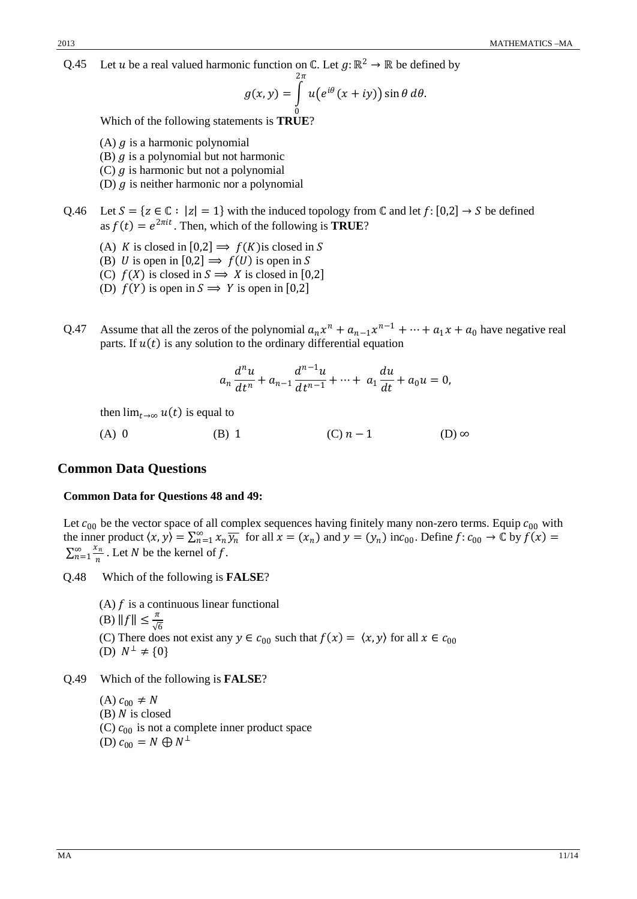Q.45 Let $u$ be a real valued harmonic function on $\mathbb{C}$. Let $g: \mathbb{R}^2 \rightarrow \mathbb{R}$ be defined by

$$g(x, y) = \int_0^{2\pi} u\big(e^{i\theta}(x + iy)\big) \sin\theta \, d\theta.$$

Which of the following statements is **TRUE**?

(A) $g$ is a harmonic polynomial
(B) $g$ is a polynomial but not harmonic
(C) $g$ is harmonic but not a polynomial
(D) $g$ is neither harmonic nor a polynomial

Q.46 Let $S = \{z \in \mathbb{C} : |z| = 1\}$ with the induced topology from $\mathbb{C}$ and let $f: [0,2] \rightarrow S$ be defined as $f(t) = e^{2\pi i t}$. Then, which of the following is **TRUE**?

(A) $K$ is closed in $[0,2] \implies f(K)$ is closed in $S$
(B) $U$ is open in $[0,2] \implies f(U)$ is open in $S$
(C) $f(X)$ is closed in $S \implies X$ is closed in $[0,2]$
(D) $f(Y)$ is open in $S \implies Y$ is open in $[0,2]$

Q.47 Assume that all the zeros of the polynomial $a_n x^n + a_{n-1}x^{n-1} + \cdots + a_1 x + a_0$ have negative real parts. If $u(t)$ is any solution to the ordinary differential equation

$$a_n \frac{d^n u}{dt^n} + a_{n-1} \frac{d^{n-1}u}{dt^{n-1}} + \cdots + a_1 \frac{du}{dt} + a_0 u = 0,$$

then $\lim_{t\to\infty} u(t)$ is equal to

(A) 0 (B) 1 (C) $n - 1$ (D) $\infty$

## Common Data Questions

**Common Data for Questions 48 and 49:**

Let $c_{00}$ be the vector space of all complex sequences having finitely many non-zero terms. Equip $c_{00}$ with the inner product $\langle x, y\rangle = \sum_{n=1}^{\infty} x_n \overline{y_n}$ for all $x = (x_n)$ and $y = (y_n)$ in $c_{00}$. Define $f: c_{00} \rightarrow \mathbb{C}$ by $f(x) = \sum_{n=1}^{\infty} \frac{x_n}{n}$. Let $N$ be the kernel of $f$.

Q.48 Which of the following is **FALSE**?

(A) $f$ is a continuous linear functional
(B) $\|f\| \leq \frac{\pi}{\sqrt{6}}$
(C) There does not exist any $y \in c_{00}$ such that $f(x) = \langle x, y\rangle$ for all $x \in c_{00}$
(D) $N^{\perp} \neq \{0\}$

Q.49 Which of the following is **FALSE**?

(A) $c_{00} \neq N$
(B) $N$ is closed
(C) $c_{00}$ is not a complete inner product space
(D) $c_{00} = N \oplus N^{\perp}$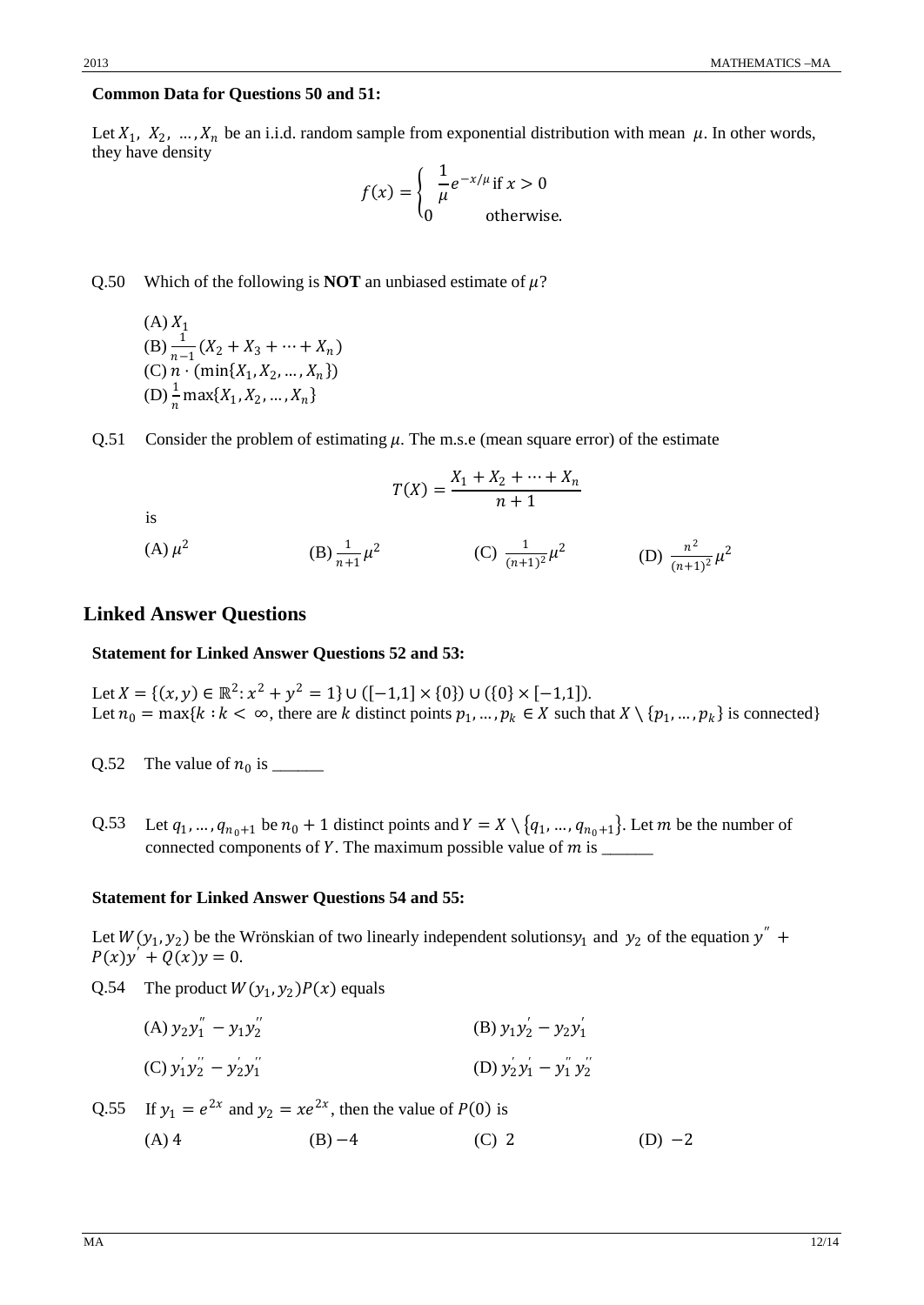**Common Data for Questions 50 and 51:**

Let $X_1,\ X_2,\ \ldots, X_n$ be an i.i.d. random sample from exponential distribution with mean $\mu$. In other words, they have density

$$f(x) = \begin{cases} \dfrac{1}{\mu}e^{-x/\mu} \text{ if } x > 0 \\ 0 \qquad\qquad \text{otherwise.} \end{cases}$$

Q.50 Which of the following is **NOT** an unbiased estimate of $\mu$?

(A) $X_1$
(B) $\frac{1}{n-1}(X_2 + X_3 + \cdots + X_n)$
(C) $n \cdot (\min\{X_1, X_2, \ldots, X_n\})$
(D) $\frac{1}{n}\max\{X_1, X_2, \ldots, X_n\}$

Q.51 Consider the problem of estimating $\mu$. The m.s.e (mean square error) of the estimate

$$T(X) = \frac{X_1 + X_2 + \cdots + X_n}{n+1}$$

is

(A) $\mu^2$ (B) $\frac{1}{n+1}\mu^2$ (C) $\frac{1}{(n+1)^2}\mu^2$ (D) $\frac{n^2}{(n+1)^2}\mu^2$

## Linked Answer Questions

**Statement for Linked Answer Questions 52 and 53:**

Let $X = \{(x,y) \in \mathbb{R}^2 : x^2 + y^2 = 1\} \cup ([-1,1] \times \{0\}) \cup (\{0\} \times [-1,1])$.
Let $n_0 = \max\{k : k < \infty$, there are $k$ distinct points $p_1, \ldots, p_k \in X$ such that $X \setminus \{p_1, \ldots, p_k\}$ is connected$\}$

Q.52 The value of $n_0$ is ______

Q.53 Let $q_1, \ldots, q_{n_0+1}$ be $n_0 + 1$ distinct points and $Y = X \setminus \{q_1, \ldots, q_{n_0+1}\}$. Let $m$ be the number of connected components of $Y$. The maximum possible value of $m$ is ______

**Statement for Linked Answer Questions 54 and 55:**

Let $W(y_1, y_2)$ be the Wrönskian of two linearly independent solutions $y_1$ and $y_2$ of the equation $y'' + P(x)y' + Q(x)y = 0$.

Q.54 The product $W(y_1, y_2)P(x)$ equals

(A) $y_2y_1'' - y_1y_2''$ (B) $y_1y_2' - y_2y_1'$
(C) $y_1'y_2'' - y_2'y_1''$ (D) $y_2'y_1' - y_1''y_2''$

Q.55 If $y_1 = e^{2x}$ and $y_2 = xe^{2x}$, then the value of $P(0)$ is

(A) 4 (B) $-4$ (C) 2 (D) $-2$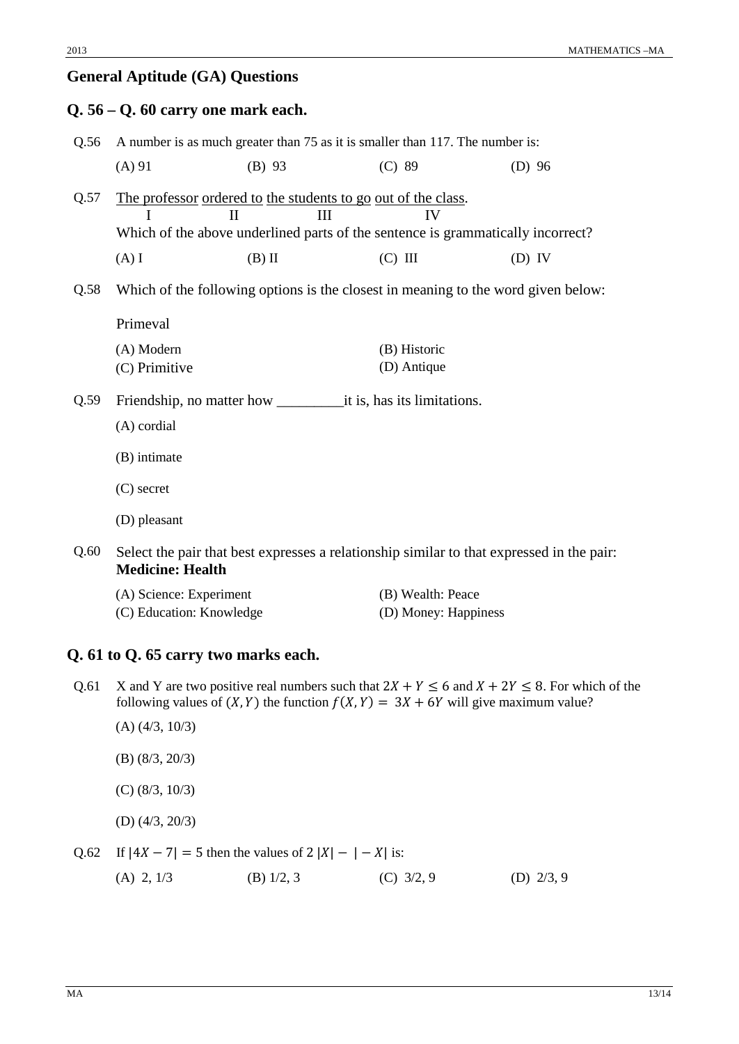## General Aptitude (GA) Questions

### Q. 56 – Q. 60 carry one mark each.

Q.56 A number is as much greater than 75 as it is smaller than 117. The number is:

(A) 91 (B) 93 (C) 89 (D) 96

Q.57 <u>The professor</u> <u>ordered to</u> <u>the students to go</u> <u>out of the class</u>.
I II III IV

Which of the above underlined parts of the sentence is grammatically incorrect?

(A) I (B) II (C) III (D) IV

Q.58 Which of the following options is the closest in meaning to the word given below:

Primeval

(A) Modern (B) Historic
(C) Primitive (D) Antique

Q.59 Friendship, no matter how _________it is, has its limitations.

(A) cordial

(B) intimate

(C) secret

(D) pleasant

Q.60 Select the pair that best expresses a relationship similar to that expressed in the pair: **Medicine: Health**

(A) Science: Experiment (B) Wealth: Peace
(C) Education: Knowledge (D) Money: Happiness

### Q. 61 to Q. 65 carry two marks each.

Q.61 X and Y are two positive real numbers such that $2X + Y \leq 6$ and $X + 2Y \leq 8$. For which of the following values of $(X, Y)$ the function $f(X, Y) = 3X + 6Y$ will give maximum value?

(A) (4/3, 10/3)

(B) (8/3, 20/3)

(C) (8/3, 10/3)

(D) (4/3, 20/3)

Q.62 If $|4X - 7| = 5$ then the values of $2\,|X| - |-X|$ is:

(A) 2, 1/3 (B) 1/2, 3 (C) 3/2, 9 (D) 2/3, 9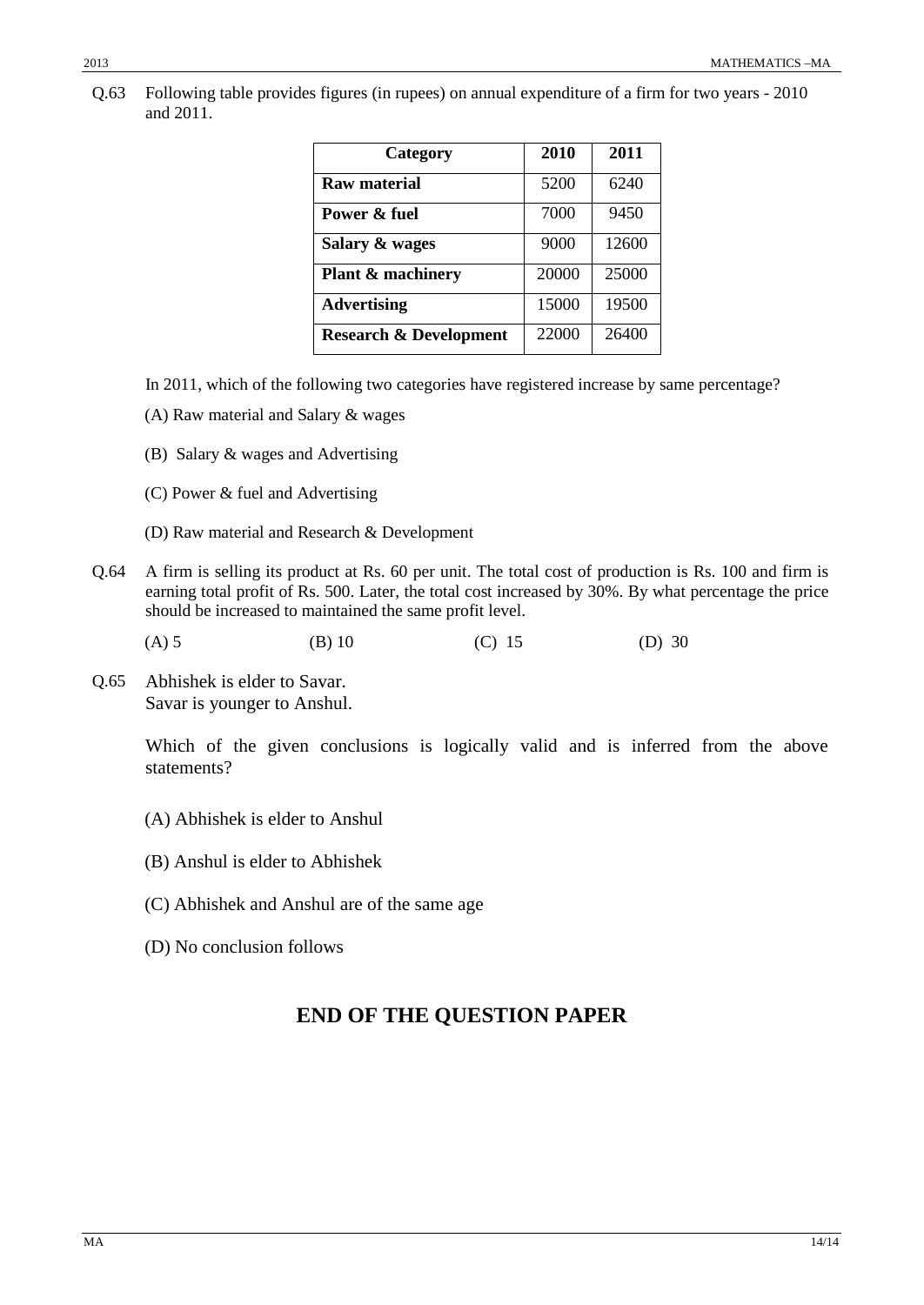Q.63 Following table provides figures (in rupees) on annual expenditure of a firm for two years - 2010 and 2011.

| Category | 2010 | 2011 |
|---|---|---|
| **Raw material** | 5200 | 6240 |
| **Power & fuel** | 7000 | 9450 |
| **Salary & wages** | 9000 | 12600 |
| **Plant & machinery** | 20000 | 25000 |
| **Advertising** | 15000 | 19500 |
| **Research & Development** | 22000 | 26400 |

In 2011, which of the following two categories have registered increase by same percentage?

(A) Raw material and Salary & wages

(B) Salary & wages and Advertising

(C) Power & fuel and Advertising

(D) Raw material and Research & Development

Q.64 A firm is selling its product at Rs. 60 per unit. The total cost of production is Rs. 100 and firm is earning total profit of Rs. 500. Later, the total cost increased by 30%. By what percentage the price should be increased to maintained the same profit level.

(A) 5 (B) 10 (C) 15 (D) 30

Q.65 Abhishek is elder to Savar.
Savar is younger to Anshul.

Which of the given conclusions is logically valid and is inferred from the above statements?

(A) Abhishek is elder to Anshul

(B) Anshul is elder to Abhishek

(C) Abhishek and Anshul are of the same age

(D) No conclusion follows

## END OF THE QUESTION PAPER